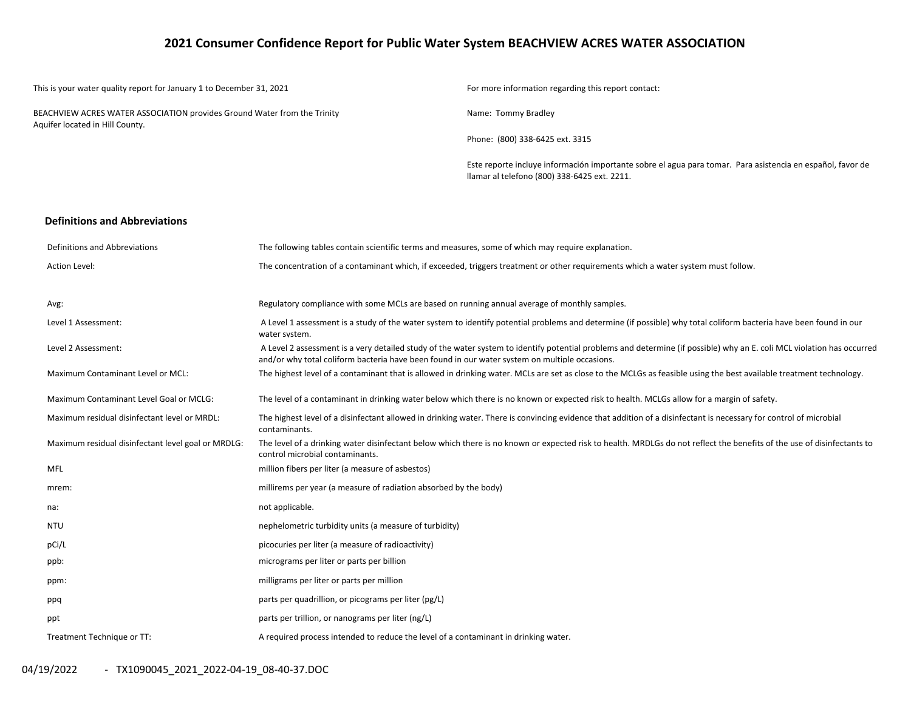# 2021 Consumer Confidence Report for Public Water System BEACHVIEW ACRES WATER ASSOCIATION

This is your water quality report for January 1 to December 31, 2021

BEACHVIEW ACRES WATER ASSOCIATION provides Ground Water from the Trinity Aquifer located in Hill County.

For more information regarding this report contact:

Name: Tommy Bradley

Phone: (800) 338-6425 ext. 3315

Este reporte incluye información importante sobre el agua para tomar. Para asistencia en español, favor de llamar al telefono (800) 338-6425 ext. 2211.

## Definitions and Abbreviations

| | |
|---|---|
| Definitions and Abbreviations | The following tables contain scientific terms and measures, some of which may require explanation. |
| Action Level: | The concentration of a contaminant which, if exceeded, triggers treatment or other requirements which a water system must follow. |
| Avg: | Regulatory compliance with some MCLs are based on running annual average of monthly samples. |
| Level 1 Assessment: | A Level 1 assessment is a study of the water system to identify potential problems and determine (if possible) why total coliform bacteria have been found in our water system. |
| Level 2 Assessment: | A Level 2 assessment is a very detailed study of the water system to identify potential problems and determine (if possible) why an E. coli MCL violation has occurred and/or why total coliform bacteria have been found in our water system on multiple occasions. |
| Maximum Contaminant Level or MCL: | The highest level of a contaminant that is allowed in drinking water. MCLs are set as close to the MCLGs as feasible using the best available treatment technology. |
| Maximum Contaminant Level Goal or MCLG: | The level of a contaminant in drinking water below which there is no known or expected risk to health. MCLGs allow for a margin of safety. |
| Maximum residual disinfectant level or MRDL: | The highest level of a disinfectant allowed in drinking water. There is convincing evidence that addition of a disinfectant is necessary for control of microbial contaminants. |
| Maximum residual disinfectant level goal or MRDLG: | The level of a drinking water disinfectant below which there is no known or expected risk to health. MRDLGs do not reflect the benefits of the use of disinfectants to control microbial contaminants. |
| MFL | million fibers per liter (a measure of asbestos) |
| mrem: | millirems per year (a measure of radiation absorbed by the body) |
| na: | not applicable. |
| NTU | nephelometric turbidity units (a measure of turbidity) |
| pCi/L | picocuries per liter (a measure of radioactivity) |
| ppb: | micrograms per liter or parts per billion |
| ppm: | milligrams per liter or parts per million |
| ppq | parts per quadrillion, or picograms per liter (pg/L) |
| ppt | parts per trillion, or nanograms per liter (ng/L) |
| Treatment Technique or TT: | A required process intended to reduce the level of a contaminant in drinking water. |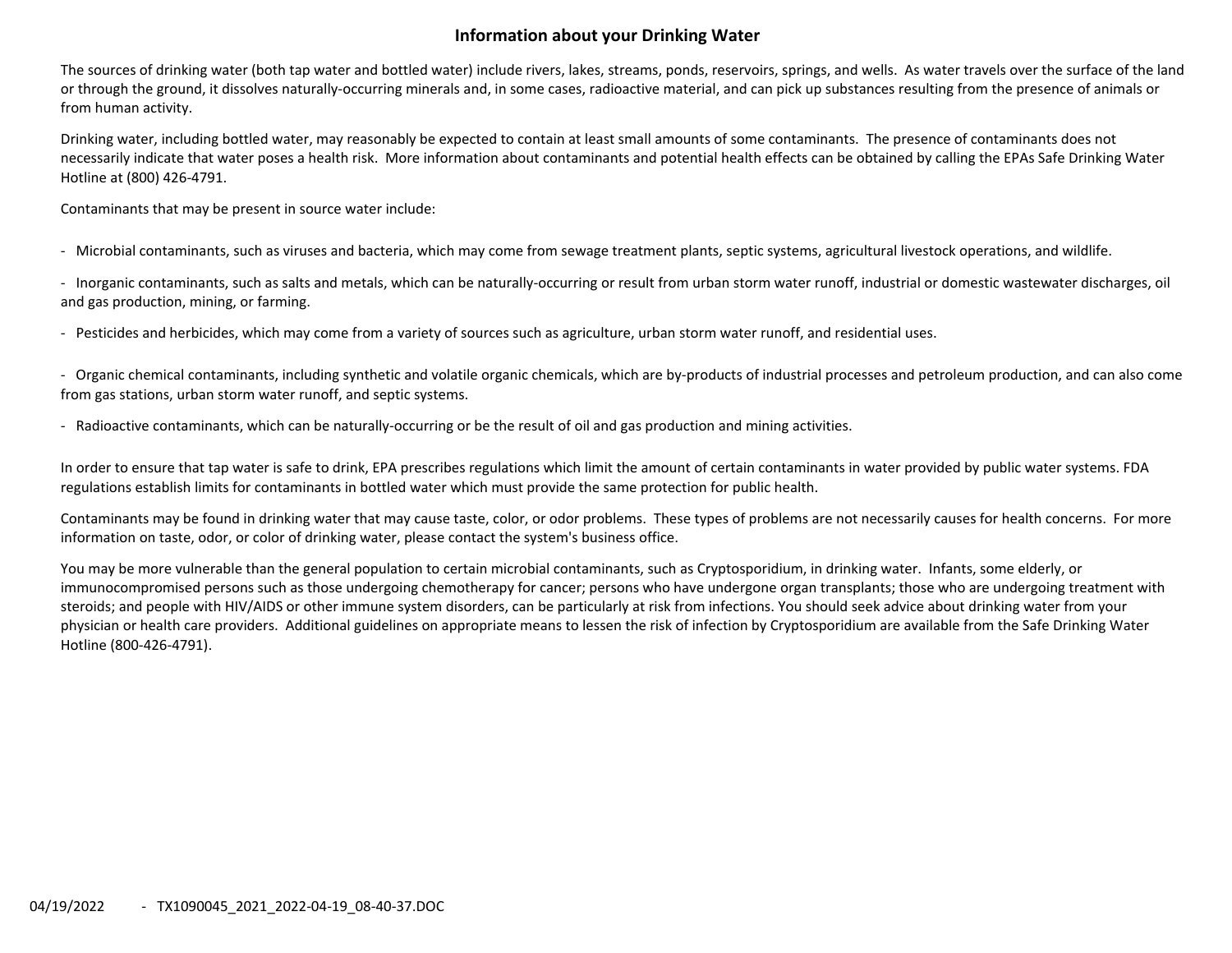# Information about your Drinking Water

The sources of drinking water (both tap water and bottled water) include rivers, lakes, streams, ponds, reservoirs, springs, and wells. As water travels over the surface of the land or through the ground, it dissolves naturally-occurring minerals and, in some cases, radioactive material, and can pick up substances resulting from the presence of animals or from human activity.

Drinking water, including bottled water, may reasonably be expected to contain at least small amounts of some contaminants. The presence of contaminants does not necessarily indicate that water poses a health risk. More information about contaminants and potential health effects can be obtained by calling the EPAs Safe Drinking Water Hotline at (800) 426-4791.

Contaminants that may be present in source water include:

- Microbial contaminants, such as viruses and bacteria, which may come from sewage treatment plants, septic systems, agricultural livestock operations, and wildlife.
- Inorganic contaminants, such as salts and metals, which can be naturally-occurring or result from urban storm water runoff, industrial or domestic wastewater discharges, oil and gas production, mining, or farming.
- Pesticides and herbicides, which may come from a variety of sources such as agriculture, urban storm water runoff, and residential uses.
- Organic chemical contaminants, including synthetic and volatile organic chemicals, which are by-products of industrial processes and petroleum production, and can also come from gas stations, urban storm water runoff, and septic systems.
- Radioactive contaminants, which can be naturally-occurring or be the result of oil and gas production and mining activities.

In order to ensure that tap water is safe to drink, EPA prescribes regulations which limit the amount of certain contaminants in water provided by public water systems. FDA regulations establish limits for contaminants in bottled water which must provide the same protection for public health.

Contaminants may be found in drinking water that may cause taste, color, or odor problems. These types of problems are not necessarily causes for health concerns. For more information on taste, odor, or color of drinking water, please contact the system's business office.

You may be more vulnerable than the general population to certain microbial contaminants, such as Cryptosporidium, in drinking water. Infants, some elderly, or immunocompromised persons such as those undergoing chemotherapy for cancer; persons who have undergone organ transplants; those who are undergoing treatment with steroids; and people with HIV/AIDS or other immune system disorders, can be particularly at risk from infections. You should seek advice about drinking water from your physician or health care providers. Additional guidelines on appropriate means to lessen the risk of infection by Cryptosporidium are available from the Safe Drinking Water Hotline (800-426-4791).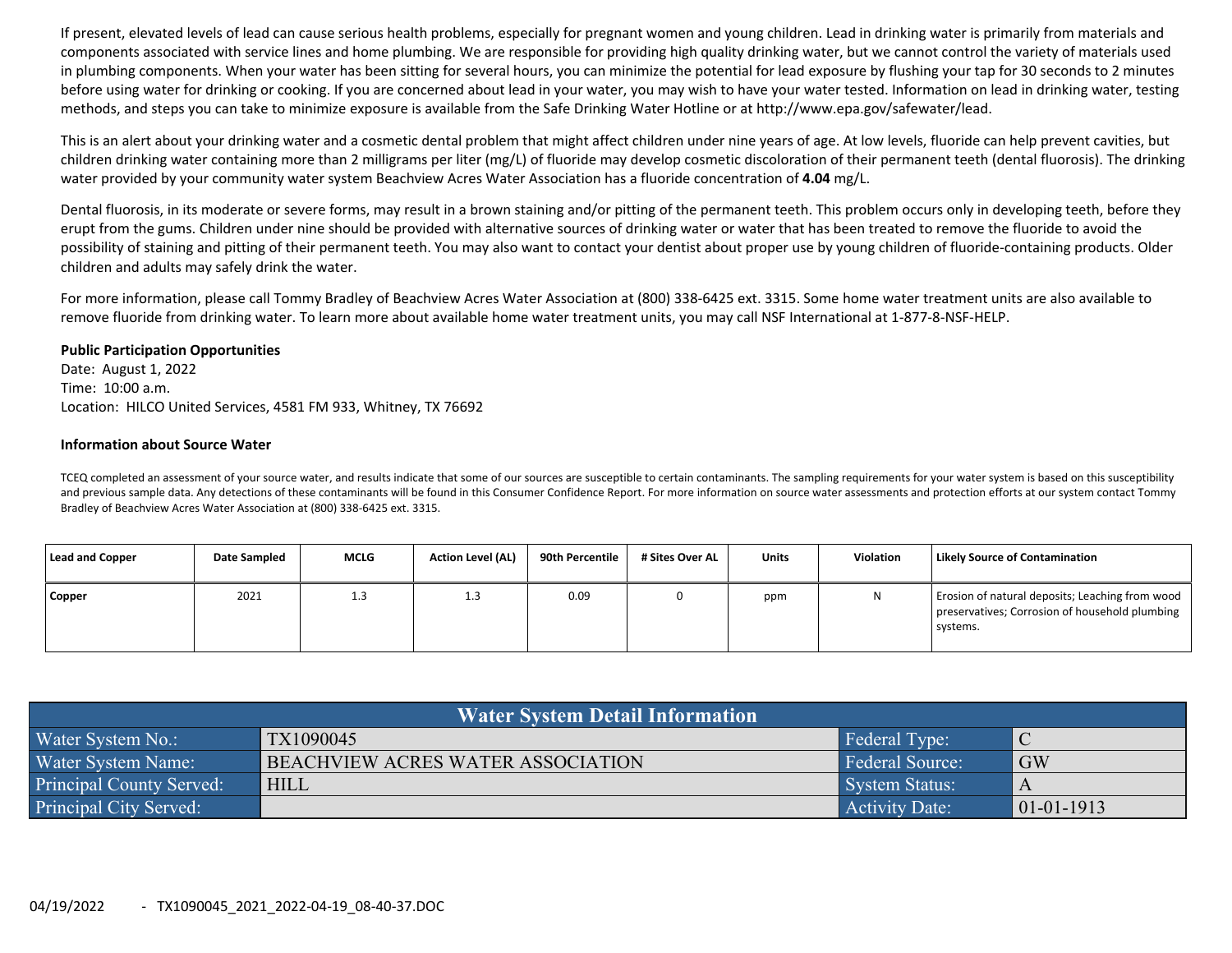If present, elevated levels of lead can cause serious health problems, especially for pregnant women and young children. Lead in drinking water is primarily from materials and components associated with service lines and home plumbing. We are responsible for providing high quality drinking water, but we cannot control the variety of materials used in plumbing components. When your water has been sitting for several hours, you can minimize the potential for lead exposure by flushing your tap for 30 seconds to 2 minutes before using water for drinking or cooking. If you are concerned about lead in your water, you may wish to have your water tested. Information on lead in drinking water, testing methods, and steps you can take to minimize exposure is available from the Safe Drinking Water Hotline or at http://www.epa.gov/safewater/lead.

This is an alert about your drinking water and a cosmetic dental problem that might affect children under nine years of age. At low levels, fluoride can help prevent cavities, but children drinking water containing more than 2 milligrams per liter (mg/L) of fluoride may develop cosmetic discoloration of their permanent teeth (dental fluorosis). The drinking water provided by your community water system Beachview Acres Water Association has a fluoride concentration of **4.04** mg/L.

Dental fluorosis, in its moderate or severe forms, may result in a brown staining and/or pitting of the permanent teeth. This problem occurs only in developing teeth, before they erupt from the gums. Children under nine should be provided with alternative sources of drinking water or water that has been treated to remove the fluoride to avoid the possibility of staining and pitting of their permanent teeth. You may also want to contact your dentist about proper use by young children of fluoride-containing products. Older children and adults may safely drink the water.

For more information, please call Tommy Bradley of Beachview Acres Water Association at (800) 338-6425 ext. 3315. Some home water treatment units are also available to remove fluoride from drinking water. To learn more about available home water treatment units, you may call NSF International at 1-877-8-NSF-HELP.

**Public Participation Opportunities**

Date: August 1, 2022
Time: 10:00 a.m.
Location: HILCO United Services, 4581 FM 933, Whitney, TX 76692

**Information about Source Water**

TCEQ completed an assessment of your source water, and results indicate that some of our sources are susceptible to certain contaminants. The sampling requirements for your water system is based on this susceptibility and previous sample data. Any detections of these contaminants will be found in this Consumer Confidence Report. For more information on source water assessments and protection efforts at our system contact Tommy Bradley of Beachview Acres Water Association at (800) 338-6425 ext. 3315.

| Lead and Copper | Date Sampled | MCLG | Action Level (AL) | 90th Percentile | # Sites Over AL | Units | Violation | Likely Source of Contamination |
|---|---|---|---|---|---|---|---|---|
| Copper | 2021 | 1.3 | 1.3 | 0.09 | 0 | ppm | N | Erosion of natural deposits; Leaching from wood preservatives; Corrosion of household plumbing systems. |

| Water System Detail Information | | | |
|---|---|---|---|
| Water System No.: | TX1090045 | Federal Type: | C |
| Water System Name: | BEACHVIEW ACRES WATER ASSOCIATION | Federal Source: | GW |
| Principal County Served: | HILL | System Status: | A |
| Principal City Served: | | Activity Date: | 01-01-1913 |

04/19/2022 - TX1090045_2021_2022-04-19_08-40-37.DOC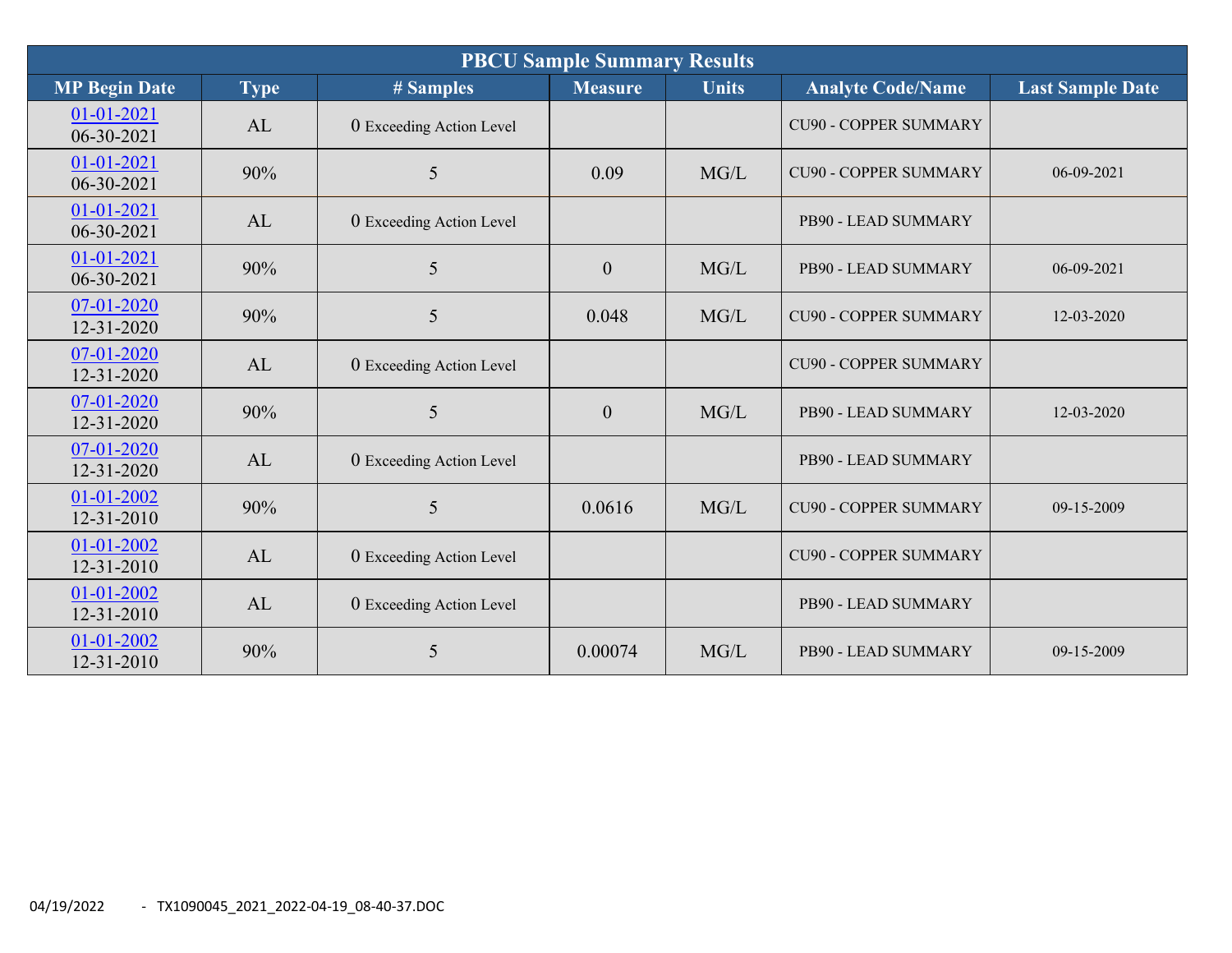| PBCU Sample Summary Results | | | | | | |
|---|---|---|---|---|---|---|
| **MP Begin Date** | **Type** | **# Samples** | **Measure** | **Units** | **Analyte Code/Name** | **Last Sample Date** |
| 01-01-2021 06-30-2021 | AL | 0 Exceeding Action Level | | | CU90 - COPPER SUMMARY | |
| 01-01-2021 06-30-2021 | 90% | 5 | 0.09 | MG/L | CU90 - COPPER SUMMARY | 06-09-2021 |
| 01-01-2021 06-30-2021 | AL | 0 Exceeding Action Level | | | PB90 - LEAD SUMMARY | |
| 01-01-2021 06-30-2021 | 90% | 5 | 0 | MG/L | PB90 - LEAD SUMMARY | 06-09-2021 |
| 07-01-2020 12-31-2020 | 90% | 5 | 0.048 | MG/L | CU90 - COPPER SUMMARY | 12-03-2020 |
| 07-01-2020 12-31-2020 | AL | 0 Exceeding Action Level | | | CU90 - COPPER SUMMARY | |
| 07-01-2020 12-31-2020 | 90% | 5 | 0 | MG/L | PB90 - LEAD SUMMARY | 12-03-2020 |
| 07-01-2020 12-31-2020 | AL | 0 Exceeding Action Level | | | PB90 - LEAD SUMMARY | |
| 01-01-2002 12-31-2010 | 90% | 5 | 0.0616 | MG/L | CU90 - COPPER SUMMARY | 09-15-2009 |
| 01-01-2002 12-31-2010 | AL | 0 Exceeding Action Level | | | CU90 - COPPER SUMMARY | |
| 01-01-2002 12-31-2010 | AL | 0 Exceeding Action Level | | | PB90 - LEAD SUMMARY | |
| 01-01-2002 12-31-2010 | 90% | 5 | 0.00074 | MG/L | PB90 - LEAD SUMMARY | 09-15-2009 |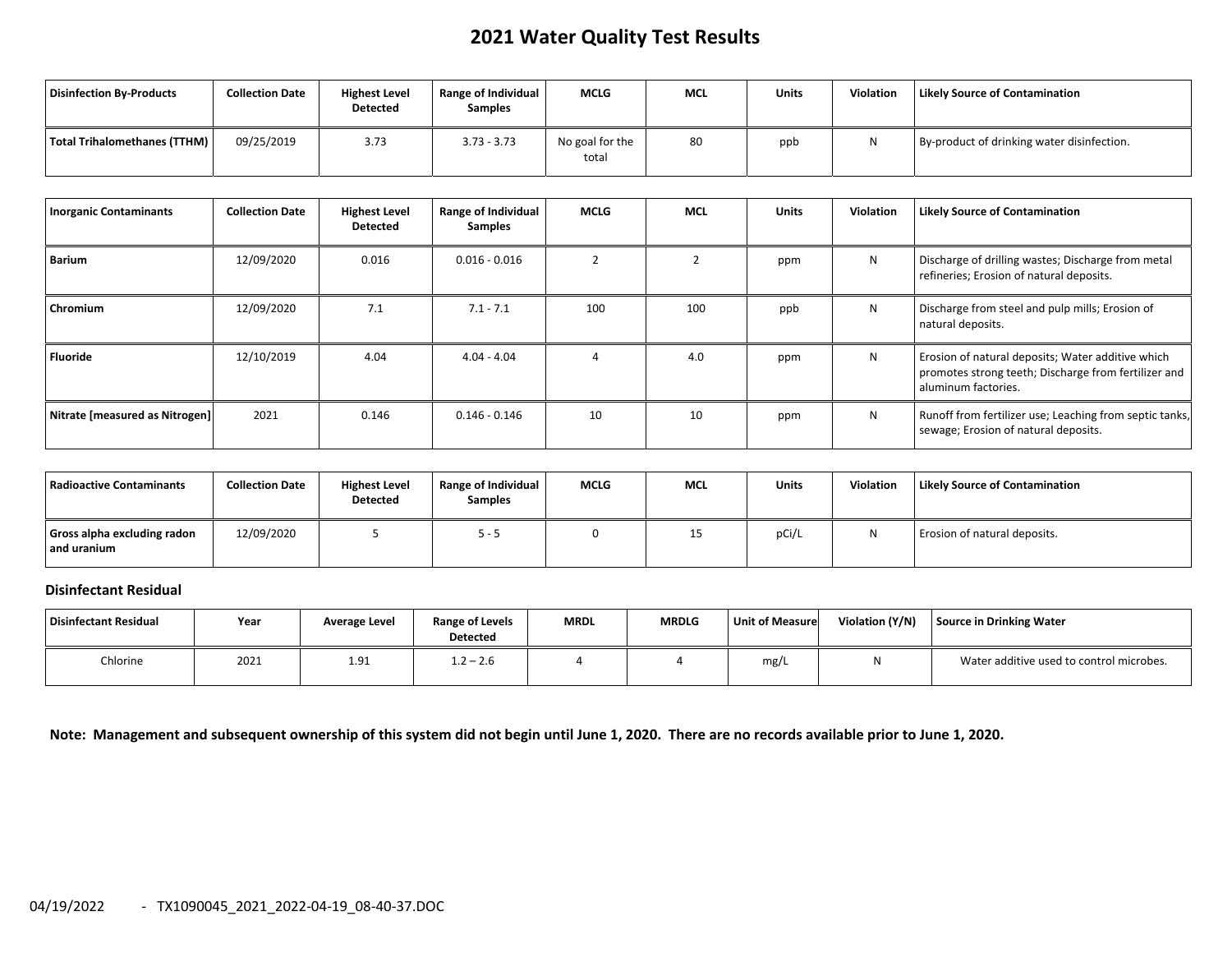# 2021 Water Quality Test Results

| Disinfection By-Products | Collection Date | Highest Level Detected | Range of Individual Samples | MCLG | MCL | Units | Violation | Likely Source of Contamination |
|---|---|---|---|---|---|---|---|---|
| Total Trihalomethanes (TTHM) | 09/25/2019 | 3.73 | 3.73 - 3.73 | No goal for the total | 80 | ppb | N | By-product of drinking water disinfection. |

| Inorganic Contaminants | Collection Date | Highest Level Detected | Range of Individual Samples | MCLG | MCL | Units | Violation | Likely Source of Contamination |
|---|---|---|---|---|---|---|---|---|
| Barium | 12/09/2020 | 0.016 | 0.016 - 0.016 | 2 | 2 | ppm | N | Discharge of drilling wastes; Discharge from metal refineries; Erosion of natural deposits. |
| Chromium | 12/09/2020 | 7.1 | 7.1 - 7.1 | 100 | 100 | ppb | N | Discharge from steel and pulp mills; Erosion of natural deposits. |
| Fluoride | 12/10/2019 | 4.04 | 4.04 - 4.04 | 4 | 4.0 | ppm | N | Erosion of natural deposits; Water additive which promotes strong teeth; Discharge from fertilizer and aluminum factories. |
| Nitrate [measured as Nitrogen] | 2021 | 0.146 | 0.146 - 0.146 | 10 | 10 | ppm | N | Runoff from fertilizer use; Leaching from septic tanks, sewage; Erosion of natural deposits. |

| Radioactive Contaminants | Collection Date | Highest Level Detected | Range of Individual Samples | MCLG | MCL | Units | Violation | Likely Source of Contamination |
|---|---|---|---|---|---|---|---|---|
| Gross alpha excluding radon and uranium | 12/09/2020 | 5 | 5 - 5 | 0 | 15 | pCi/L | N | Erosion of natural deposits. |

### Disinfectant Residual

| Disinfectant Residual | Year | Average Level | Range of Levels Detected | MRDL | MRDLG | Unit of Measure | Violation (Y/N) | Source in Drinking Water |
|---|---|---|---|---|---|---|---|---|
| Chlorine | 2021 | 1.91 | 1.2 – 2.6 | 4 | 4 | mg/L | N | Water additive used to control microbes. |

**Note: Management and subsequent ownership of this system did not begin until June 1, 2020. There are no records available prior to June 1, 2020.**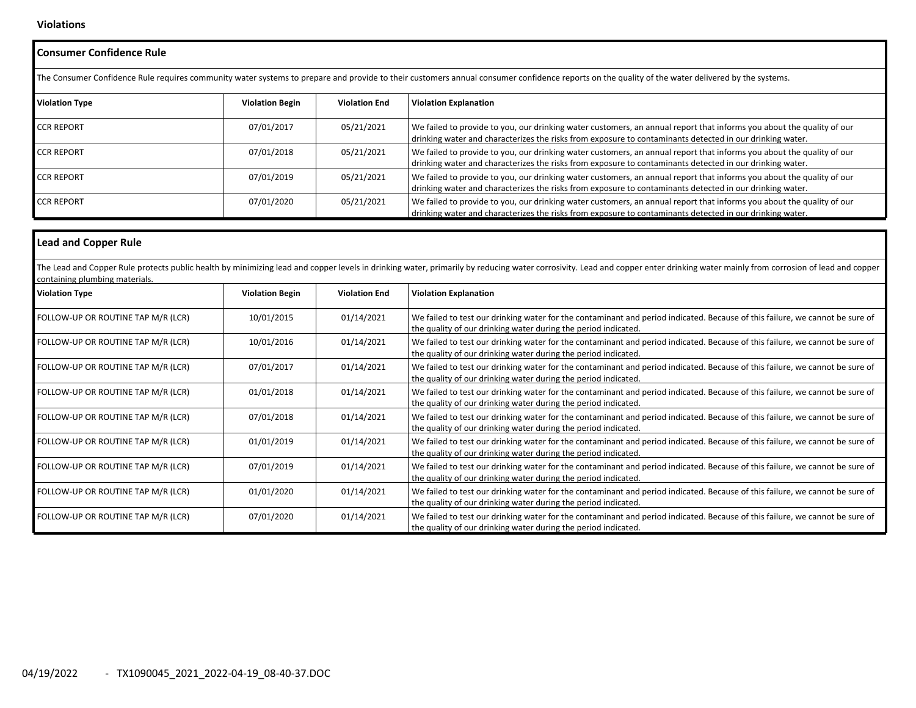**Violations**

### Consumer Confidence Rule

The Consumer Confidence Rule requires community water systems to prepare and provide to their customers annual consumer confidence reports on the quality of the water delivered by the systems.

| Violation Type | Violation Begin | Violation End | Violation Explanation |
|---|---|---|---|
| CCR REPORT | 07/01/2017 | 05/21/2021 | We failed to provide to you, our drinking water customers, an annual report that informs you about the quality of our drinking water and characterizes the risks from exposure to contaminants detected in our drinking water. |
| CCR REPORT | 07/01/2018 | 05/21/2021 | We failed to provide to you, our drinking water customers, an annual report that informs you about the quality of our drinking water and characterizes the risks from exposure to contaminants detected in our drinking water. |
| CCR REPORT | 07/01/2019 | 05/21/2021 | We failed to provide to you, our drinking water customers, an annual report that informs you about the quality of our drinking water and characterizes the risks from exposure to contaminants detected in our drinking water. |
| CCR REPORT | 07/01/2020 | 05/21/2021 | We failed to provide to you, our drinking water customers, an annual report that informs you about the quality of our drinking water and characterizes the risks from exposure to contaminants detected in our drinking water. |

### Lead and Copper Rule

The Lead and Copper Rule protects public health by minimizing lead and copper levels in drinking water, primarily by reducing water corrosivity. Lead and copper enter drinking water mainly from corrosion of lead and copper containing plumbing materials.

| Violation Type | Violation Begin | Violation End | Violation Explanation |
|---|---|---|---|
| FOLLOW-UP OR ROUTINE TAP M/R (LCR) | 10/01/2015 | 01/14/2021 | We failed to test our drinking water for the contaminant and period indicated. Because of this failure, we cannot be sure of the quality of our drinking water during the period indicated. |
| FOLLOW-UP OR ROUTINE TAP M/R (LCR) | 10/01/2016 | 01/14/2021 | We failed to test our drinking water for the contaminant and period indicated. Because of this failure, we cannot be sure of the quality of our drinking water during the period indicated. |
| FOLLOW-UP OR ROUTINE TAP M/R (LCR) | 07/01/2017 | 01/14/2021 | We failed to test our drinking water for the contaminant and period indicated. Because of this failure, we cannot be sure of the quality of our drinking water during the period indicated. |
| FOLLOW-UP OR ROUTINE TAP M/R (LCR) | 01/01/2018 | 01/14/2021 | We failed to test our drinking water for the contaminant and period indicated. Because of this failure, we cannot be sure of the quality of our drinking water during the period indicated. |
| FOLLOW-UP OR ROUTINE TAP M/R (LCR) | 07/01/2018 | 01/14/2021 | We failed to test our drinking water for the contaminant and period indicated. Because of this failure, we cannot be sure of the quality of our drinking water during the period indicated. |
| FOLLOW-UP OR ROUTINE TAP M/R (LCR) | 01/01/2019 | 01/14/2021 | We failed to test our drinking water for the contaminant and period indicated. Because of this failure, we cannot be sure of the quality of our drinking water during the period indicated. |
| FOLLOW-UP OR ROUTINE TAP M/R (LCR) | 07/01/2019 | 01/14/2021 | We failed to test our drinking water for the contaminant and period indicated. Because of this failure, we cannot be sure of the quality of our drinking water during the period indicated. |
| FOLLOW-UP OR ROUTINE TAP M/R (LCR) | 01/01/2020 | 01/14/2021 | We failed to test our drinking water for the contaminant and period indicated. Because of this failure, we cannot be sure of the quality of our drinking water during the period indicated. |
| FOLLOW-UP OR ROUTINE TAP M/R (LCR) | 07/01/2020 | 01/14/2021 | We failed to test our drinking water for the contaminant and period indicated. Because of this failure, we cannot be sure of the quality of our drinking water during the period indicated. |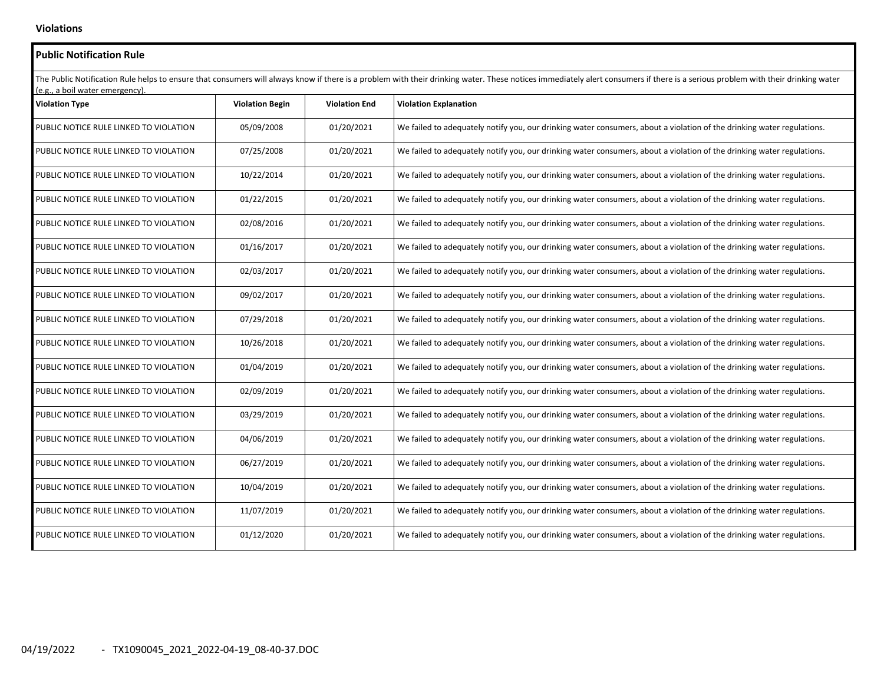## Violations

### Public Notification Rule

The Public Notification Rule helps to ensure that consumers will always know if there is a problem with their drinking water. These notices immediately alert consumers if there is a serious problem with their drinking water (e.g., a boil water emergency).

| Violation Type | Violation Begin | Violation End | Violation Explanation |
|---|---|---|---|
| PUBLIC NOTICE RULE LINKED TO VIOLATION | 05/09/2008 | 01/20/2021 | We failed to adequately notify you, our drinking water consumers, about a violation of the drinking water regulations. |
| PUBLIC NOTICE RULE LINKED TO VIOLATION | 07/25/2008 | 01/20/2021 | We failed to adequately notify you, our drinking water consumers, about a violation of the drinking water regulations. |
| PUBLIC NOTICE RULE LINKED TO VIOLATION | 10/22/2014 | 01/20/2021 | We failed to adequately notify you, our drinking water consumers, about a violation of the drinking water regulations. |
| PUBLIC NOTICE RULE LINKED TO VIOLATION | 01/22/2015 | 01/20/2021 | We failed to adequately notify you, our drinking water consumers, about a violation of the drinking water regulations. |
| PUBLIC NOTICE RULE LINKED TO VIOLATION | 02/08/2016 | 01/20/2021 | We failed to adequately notify you, our drinking water consumers, about a violation of the drinking water regulations. |
| PUBLIC NOTICE RULE LINKED TO VIOLATION | 01/16/2017 | 01/20/2021 | We failed to adequately notify you, our drinking water consumers, about a violation of the drinking water regulations. |
| PUBLIC NOTICE RULE LINKED TO VIOLATION | 02/03/2017 | 01/20/2021 | We failed to adequately notify you, our drinking water consumers, about a violation of the drinking water regulations. |
| PUBLIC NOTICE RULE LINKED TO VIOLATION | 09/02/2017 | 01/20/2021 | We failed to adequately notify you, our drinking water consumers, about a violation of the drinking water regulations. |
| PUBLIC NOTICE RULE LINKED TO VIOLATION | 07/29/2018 | 01/20/2021 | We failed to adequately notify you, our drinking water consumers, about a violation of the drinking water regulations. |
| PUBLIC NOTICE RULE LINKED TO VIOLATION | 10/26/2018 | 01/20/2021 | We failed to adequately notify you, our drinking water consumers, about a violation of the drinking water regulations. |
| PUBLIC NOTICE RULE LINKED TO VIOLATION | 01/04/2019 | 01/20/2021 | We failed to adequately notify you, our drinking water consumers, about a violation of the drinking water regulations. |
| PUBLIC NOTICE RULE LINKED TO VIOLATION | 02/09/2019 | 01/20/2021 | We failed to adequately notify you, our drinking water consumers, about a violation of the drinking water regulations. |
| PUBLIC NOTICE RULE LINKED TO VIOLATION | 03/29/2019 | 01/20/2021 | We failed to adequately notify you, our drinking water consumers, about a violation of the drinking water regulations. |
| PUBLIC NOTICE RULE LINKED TO VIOLATION | 04/06/2019 | 01/20/2021 | We failed to adequately notify you, our drinking water consumers, about a violation of the drinking water regulations. |
| PUBLIC NOTICE RULE LINKED TO VIOLATION | 06/27/2019 | 01/20/2021 | We failed to adequately notify you, our drinking water consumers, about a violation of the drinking water regulations. |
| PUBLIC NOTICE RULE LINKED TO VIOLATION | 10/04/2019 | 01/20/2021 | We failed to adequately notify you, our drinking water consumers, about a violation of the drinking water regulations. |
| PUBLIC NOTICE RULE LINKED TO VIOLATION | 11/07/2019 | 01/20/2021 | We failed to adequately notify you, our drinking water consumers, about a violation of the drinking water regulations. |
| PUBLIC NOTICE RULE LINKED TO VIOLATION | 01/12/2020 | 01/20/2021 | We failed to adequately notify you, our drinking water consumers, about a violation of the drinking water regulations. |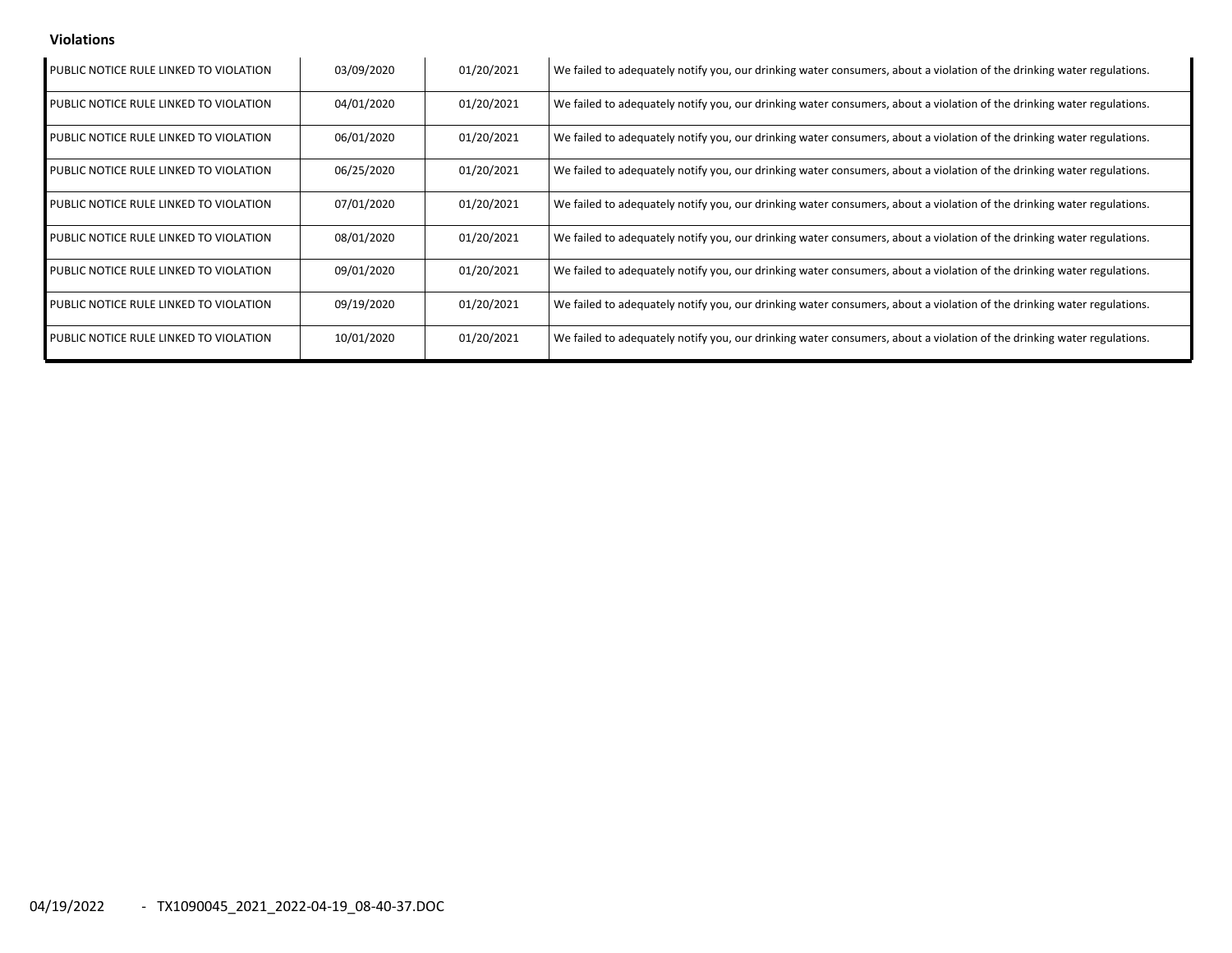**Violations**

| | | | |
|---|---|---|---|
| PUBLIC NOTICE RULE LINKED TO VIOLATION | 03/09/2020 | 01/20/2021 | We failed to adequately notify you, our drinking water consumers, about a violation of the drinking water regulations. |
| PUBLIC NOTICE RULE LINKED TO VIOLATION | 04/01/2020 | 01/20/2021 | We failed to adequately notify you, our drinking water consumers, about a violation of the drinking water regulations. |
| PUBLIC NOTICE RULE LINKED TO VIOLATION | 06/01/2020 | 01/20/2021 | We failed to adequately notify you, our drinking water consumers, about a violation of the drinking water regulations. |
| PUBLIC NOTICE RULE LINKED TO VIOLATION | 06/25/2020 | 01/20/2021 | We failed to adequately notify you, our drinking water consumers, about a violation of the drinking water regulations. |
| PUBLIC NOTICE RULE LINKED TO VIOLATION | 07/01/2020 | 01/20/2021 | We failed to adequately notify you, our drinking water consumers, about a violation of the drinking water regulations. |
| PUBLIC NOTICE RULE LINKED TO VIOLATION | 08/01/2020 | 01/20/2021 | We failed to adequately notify you, our drinking water consumers, about a violation of the drinking water regulations. |
| PUBLIC NOTICE RULE LINKED TO VIOLATION | 09/01/2020 | 01/20/2021 | We failed to adequately notify you, our drinking water consumers, about a violation of the drinking water regulations. |
| PUBLIC NOTICE RULE LINKED TO VIOLATION | 09/19/2020 | 01/20/2021 | We failed to adequately notify you, our drinking water consumers, about a violation of the drinking water regulations. |
| PUBLIC NOTICE RULE LINKED TO VIOLATION | 10/01/2020 | 01/20/2021 | We failed to adequately notify you, our drinking water consumers, about a violation of the drinking water regulations. |